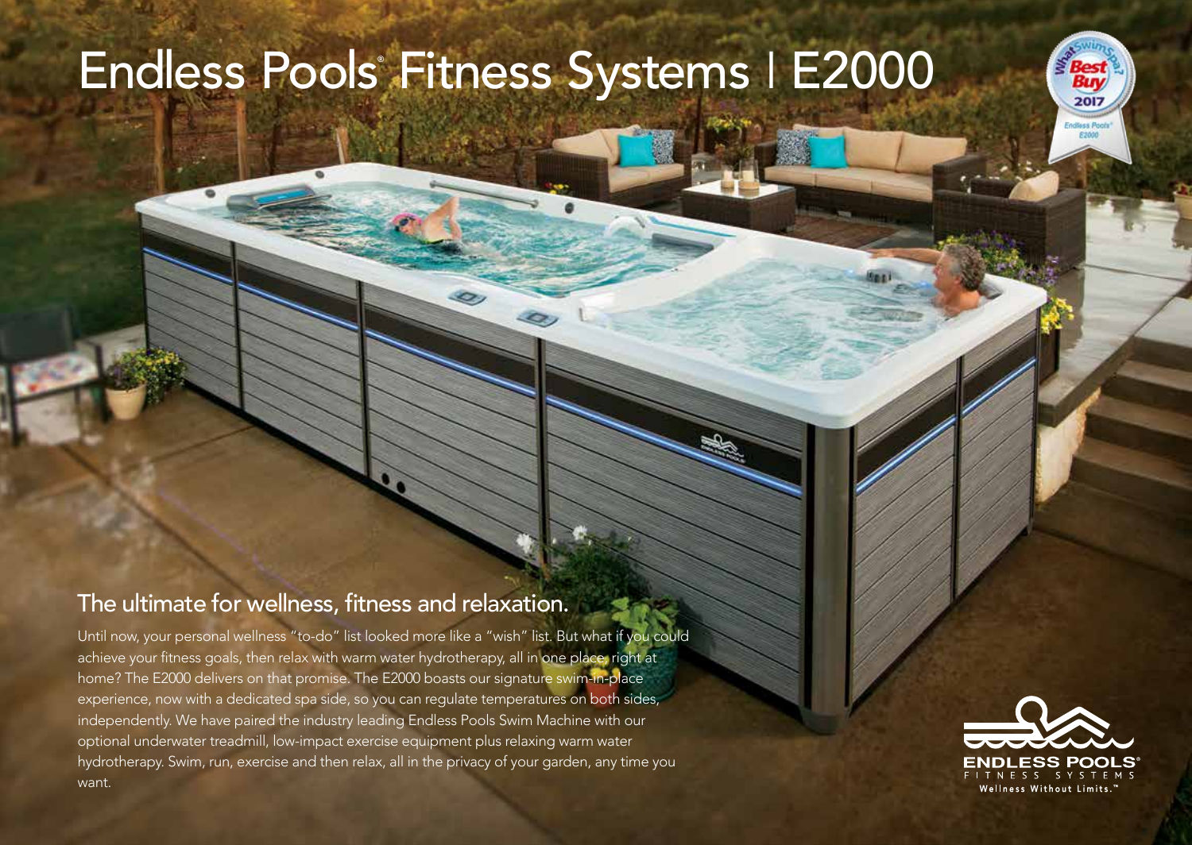# Endless Pools® Fitness Systems | E2000

## The ultimate for wellness, fitness and relaxation.

Until now, your personal wellness "to-do" list looked more like a "wish" list. But what if you could achieve your fitness goals, then relax with warm water hydrotherapy, all in one place, right at home? The E2000 delivers on that promise. The E2000 boasts our signature swim-in-place experience, now with a dedicated spa side, so you can regulate temperatures on both sides, independently. We have paired the industry leading Endless Pools Swim Machine with our optional underwater treadmill, low-impact exercise equipment plus relaxing warm water hydrotherapy. Swim, run, exercise and then relax, all in the privacy of your garden, any time you want.

ENDLESS POOLS®
FITNESS SYSTEMS
Wellness Without Limits.™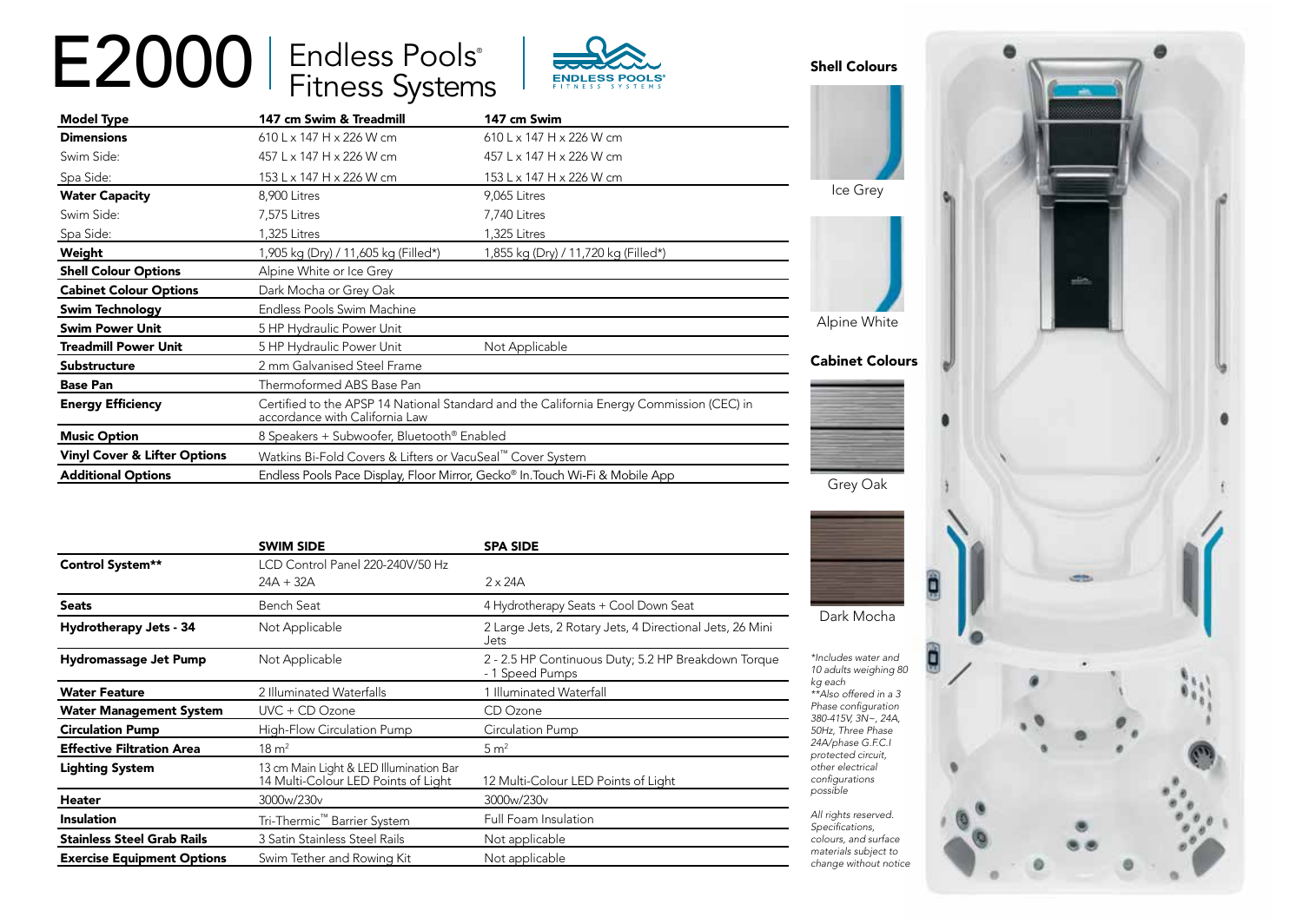# E2000 | Endless Pools® Fitness Systems

| Model Type | 147 cm Swim & Treadmill | 147 cm Swim |
|---|---|---|
| **Dimensions** | 610 L x 147 H x 226 W cm | 610 L x 147 H x 226 W cm |
| Swim Side: | 457 L x 147 H x 226 W cm | 457 L x 147 H x 226 W cm |
| Spa Side: | 153 L x 147 H x 226 W cm | 153 L x 147 H x 226 W cm |
| **Water Capacity** | 8,900 Litres | 9,065 Litres |
| Swim Side: | 7,575 Litres | 7,740 Litres |
| Spa Side: | 1,325 Litres | 1,325 Litres |
| **Weight** | 1,905 kg (Dry) / 11,605 kg (Filled*) | 1,855 kg (Dry) / 11,720 kg (Filled*) |
| **Shell Colour Options** | Alpine White or Ice Grey | |
| **Cabinet Colour Options** | Dark Mocha or Grey Oak | |
| **Swim Technology** | Endless Pools Swim Machine | |
| **Swim Power Unit** | 5 HP Hydraulic Power Unit | |
| **Treadmill Power Unit** | 5 HP Hydraulic Power Unit | Not Applicable |
| **Substructure** | 2 mm Galvanised Steel Frame | |
| **Base Pan** | Thermoformed ABS Base Pan | |
| **Energy Efficiency** | Certified to the APSP 14 National Standard and the California Energy Commission (CEC) in accordance with California Law | |
| **Music Option** | 8 Speakers + Subwoofer, Bluetooth® Enabled | |
| **Vinyl Cover & Lifter Options** | Watkins Bi-Fold Covers & Lifters or VacuSeal™ Cover System | |
| **Additional Options** | Endless Pools Pace Display, Floor Mirror, Gecko® In.Touch Wi-Fi & Mobile App | |

| | SWIM SIDE | SPA SIDE |
|---|---|---|
| **Control System**** | LCD Control Panel 220-240V/50 Hz<br>24A + 32A | 2 x 24A |
| **Seats** | Bench Seat | 4 Hydrotherapy Seats + Cool Down Seat |
| **Hydrotherapy Jets - 34** | Not Applicable | 2 Large Jets, 2 Rotary Jets, 4 Directional Jets, 26 Mini Jets |
| **Hydromassage Jet Pump** | Not Applicable | 2 - 2.5 HP Continuous Duty; 5.2 HP Breakdown Torque - 1 Speed Pumps |
| **Water Feature** | 2 Illuminated Waterfalls | 1 Illuminated Waterfall |
| **Water Management System** | UVC + CD Ozone | CD Ozone |
| **Circulation Pump** | High-Flow Circulation Pump | Circulation Pump |
| **Effective Filtration Area** | 18 m² | 5 m² |
| **Lighting System** | 13 cm Main Light & LED Illumination Bar<br>14 Multi-Colour LED Points of Light | 12 Multi-Colour LED Points of Light |
| **Heater** | 3000w/230v | 3000w/230v |
| **Insulation** | Tri-Thermic™ Barrier System | Full Foam Insulation |
| **Stainless Steel Grab Rails** | 3 Satin Stainless Steel Rails | Not applicable |
| **Exercise Equipment Options** | Swim Tether and Rowing Kit | Not applicable |

**Shell Colours**

Ice Grey

Alpine White

**Cabinet Colours**

Grey Oak

Dark Mocha

*Includes water and 10 adults weighing 80 kg each

**Also offered in a 3 Phase configuration 380-415V, 3N~, 24A, 50Hz, Three Phase 24A/phase G.F.C.I protected circuit, other electrical configurations possible

*All rights reserved. Specifications, colours, and surface materials subject to change without notice*